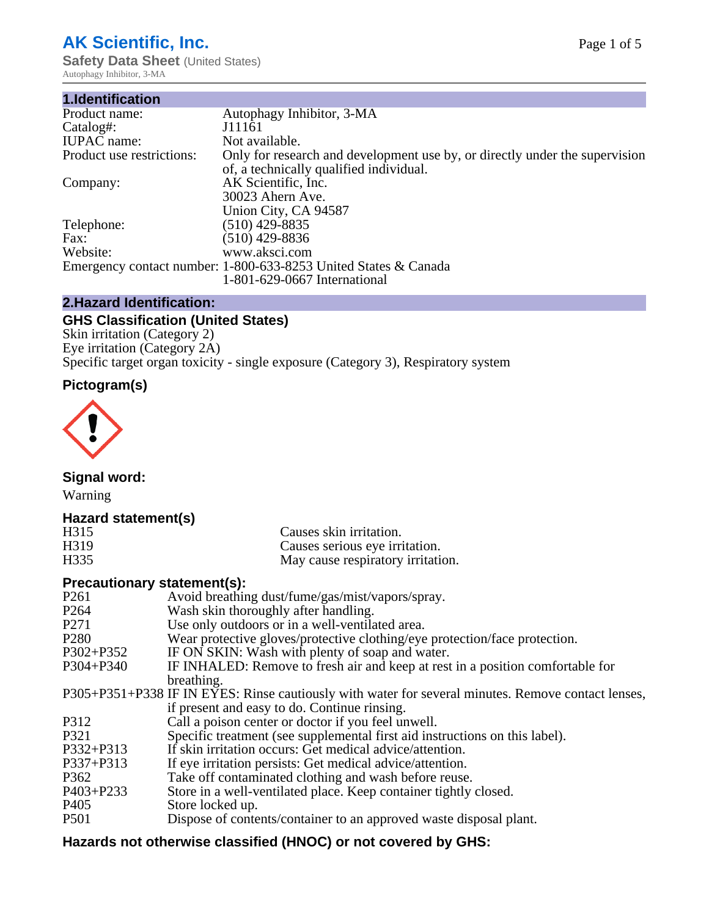# AK Scientific, Inc.

**Safety Data Sheet** (United States)
Autophagy Inhibitor, 3-MA

## 1.Identification

| | |
|---|---|
| Product name: | Autophagy Inhibitor, 3-MA |
| Catalog#: | J11161 |
| IUPAC name: | Not available. |
| Product use restrictions: | Only for research and development use by, or directly under the supervision of, a technically qualified individual. |
| Company: | AK Scientific, Inc.<br>30023 Ahern Ave.<br>Union City, CA 94587 |
| Telephone: | (510) 429-8835 |
| Fax: | (510) 429-8836 |
| Website: | www.aksci.com |
| Emergency contact number: | 1-800-633-8253 United States & Canada<br>1-801-629-0667 International |

## 2.Hazard Identification:

### GHS Classification (United States)

Skin irritation (Category 2)
Eye irritation (Category 2A)
Specific target organ toxicity - single exposure (Category 3), Respiratory system

### Pictogram(s)

### Signal word:

Warning

### Hazard statement(s)

| | |
|---|---|
| H315 | Causes skin irritation. |
| H319 | Causes serious eye irritation. |
| H335 | May cause respiratory irritation. |

### Precautionary statement(s):

| | |
|---|---|
| P261 | Avoid breathing dust/fume/gas/mist/vapors/spray. |
| P264 | Wash skin thoroughly after handling. |
| P271 | Use only outdoors or in a well-ventilated area. |
| P280 | Wear protective gloves/protective clothing/eye protection/face protection. |
| P302+P352 | IF ON SKIN: Wash with plenty of soap and water. |
| P304+P340 | IF INHALED: Remove to fresh air and keep at rest in a position comfortable for breathing. |
| P305+P351+P338 | IF IN EYES: Rinse cautiously with water for several minutes. Remove contact lenses, if present and easy to do. Continue rinsing. |
| P312 | Call a poison center or doctor if you feel unwell. |
| P321 | Specific treatment (see supplemental first aid instructions on this label). |
| P332+P313 | If skin irritation occurs: Get medical advice/attention. |
| P337+P313 | If eye irritation persists: Get medical advice/attention. |
| P362 | Take off contaminated clothing and wash before reuse. |
| P403+P233 | Store in a well-ventilated place. Keep container tightly closed. |
| P405 | Store locked up. |
| P501 | Dispose of contents/container to an approved waste disposal plant. |

### Hazards not otherwise classified (HNOC) or not covered by GHS: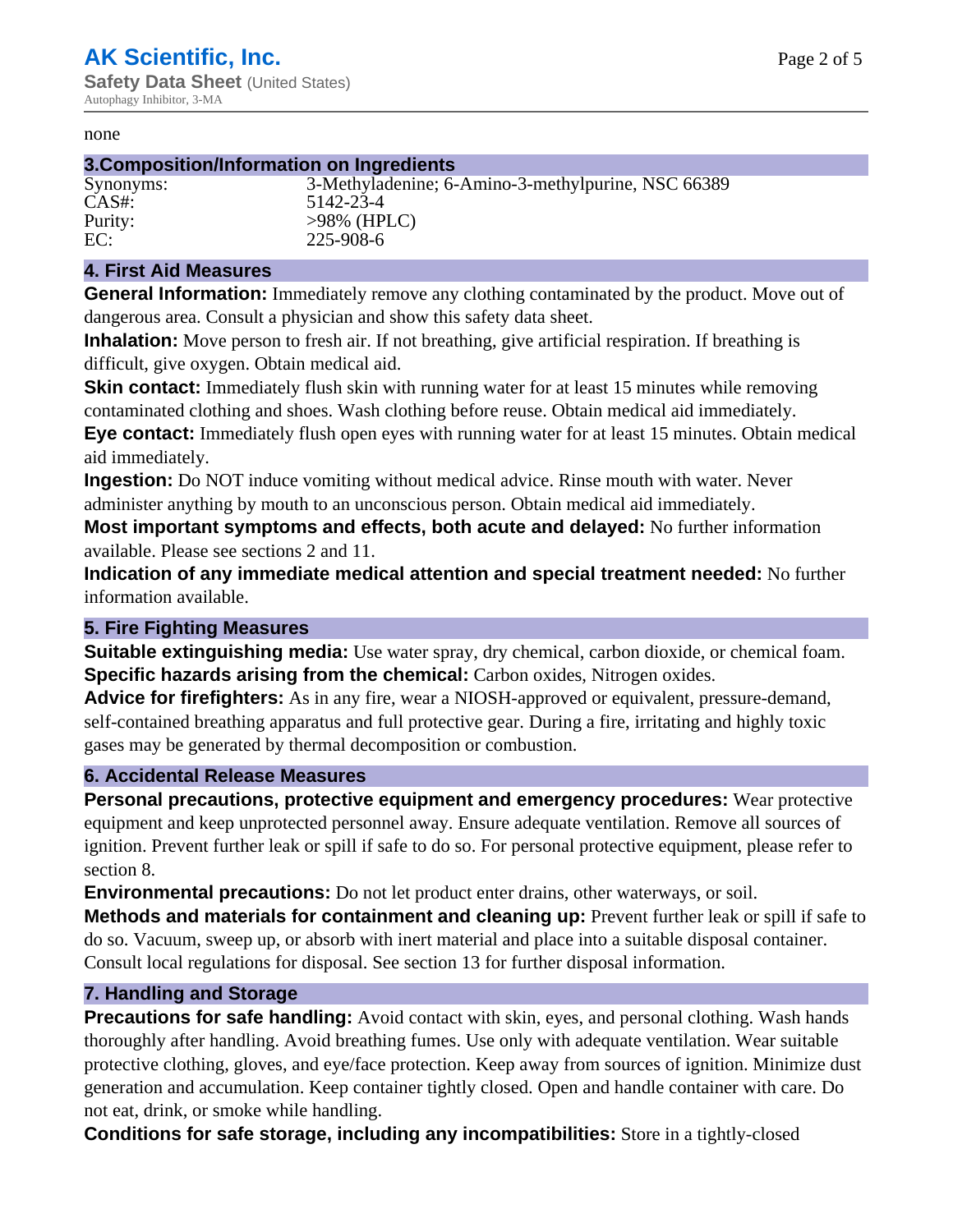none

## 3.Composition/Information on Ingredients

| | |
|---|---|
| Synonyms: | 3-Methyladenine; 6-Amino-3-methylpurine, NSC 66389 |
| CAS#: | 5142-23-4 |
| Purity: | >98% (HPLC) |
| EC: | 225-908-6 |

## 4. First Aid Measures

**General Information:** Immediately remove any clothing contaminated by the product. Move out of dangerous area. Consult a physician and show this safety data sheet.

**Inhalation:** Move person to fresh air. If not breathing, give artificial respiration. If breathing is difficult, give oxygen. Obtain medical aid.

**Skin contact:** Immediately flush skin with running water for at least 15 minutes while removing contaminated clothing and shoes. Wash clothing before reuse. Obtain medical aid immediately.

**Eye contact:** Immediately flush open eyes with running water for at least 15 minutes. Obtain medical aid immediately.

**Ingestion:** Do NOT induce vomiting without medical advice. Rinse mouth with water. Never administer anything by mouth to an unconscious person. Obtain medical aid immediately.

**Most important symptoms and effects, both acute and delayed:** No further information available. Please see sections 2 and 11.

**Indication of any immediate medical attention and special treatment needed:** No further information available.

## 5. Fire Fighting Measures

**Suitable extinguishing media:** Use water spray, dry chemical, carbon dioxide, or chemical foam.

**Specific hazards arising from the chemical:** Carbon oxides, Nitrogen oxides.

**Advice for firefighters:** As in any fire, wear a NIOSH-approved or equivalent, pressure-demand, self-contained breathing apparatus and full protective gear. During a fire, irritating and highly toxic gases may be generated by thermal decomposition or combustion.

## 6. Accidental Release Measures

**Personal precautions, protective equipment and emergency procedures:** Wear protective equipment and keep unprotected personnel away. Ensure adequate ventilation. Remove all sources of ignition. Prevent further leak or spill if safe to do so. For personal protective equipment, please refer to section 8.

**Environmental precautions:** Do not let product enter drains, other waterways, or soil.

**Methods and materials for containment and cleaning up:** Prevent further leak or spill if safe to do so. Vacuum, sweep up, or absorb with inert material and place into a suitable disposal container. Consult local regulations for disposal. See section 13 for further disposal information.

## 7. Handling and Storage

**Precautions for safe handling:** Avoid contact with skin, eyes, and personal clothing. Wash hands thoroughly after handling. Avoid breathing fumes. Use only with adequate ventilation. Wear suitable protective clothing, gloves, and eye/face protection. Keep away from sources of ignition. Minimize dust generation and accumulation. Keep container tightly closed. Open and handle container with care. Do not eat, drink, or smoke while handling.

**Conditions for safe storage, including any incompatibilities:** Store in a tightly-closed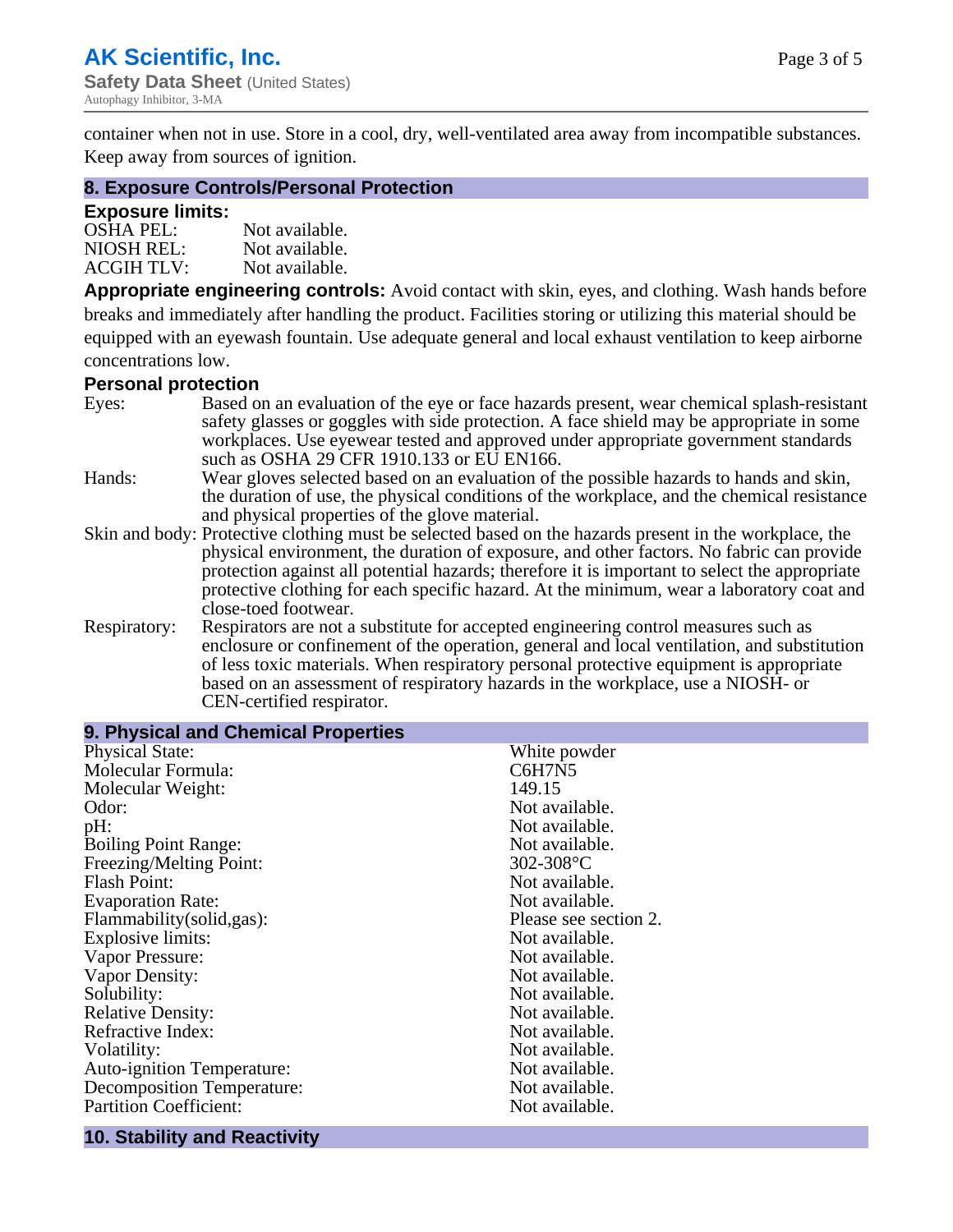container when not in use. Store in a cool, dry, well-ventilated area away from incompatible substances. Keep away from sources of ignition.

## 8. Exposure Controls/Personal Protection

### Exposure limits:

| | |
|---|---|
| OSHA PEL: | Not available. |
| NIOSH REL: | Not available. |
| ACGIH TLV: | Not available. |

**Appropriate engineering controls:** Avoid contact with skin, eyes, and clothing. Wash hands before breaks and immediately after handling the product. Facilities storing or utilizing this material should be equipped with an eyewash fountain. Use adequate general and local exhaust ventilation to keep airborne concentrations low.

### Personal protection

| | |
|---|---|
| Eyes: | Based on an evaluation of the eye or face hazards present, wear chemical splash-resistant safety glasses or goggles with side protection. A face shield may be appropriate in some workplaces. Use eyewear tested and approved under appropriate government standards such as OSHA 29 CFR 1910.133 or EU EN166. |
| Hands: | Wear gloves selected based on an evaluation of the possible hazards to hands and skin, the duration of use, the physical conditions of the workplace, and the chemical resistance and physical properties of the glove material. |
| Skin and body: | Protective clothing must be selected based on the hazards present in the workplace, the physical environment, the duration of exposure, and other factors. No fabric can provide protection against all potential hazards; therefore it is important to select the appropriate protective clothing for each specific hazard. At the minimum, wear a laboratory coat and close-toed footwear. |
| Respiratory: | Respirators are not a substitute for accepted engineering control measures such as enclosure or confinement of the operation, general and local ventilation, and substitution of less toxic materials. When respiratory personal protective equipment is appropriate based on an assessment of respiratory hazards in the workplace, use a NIOSH- or CEN-certified respirator. |

## 9. Physical and Chemical Properties

| | |
|---|---|
| Physical State: | White powder |
| Molecular Formula: | $C_6H_7N_5$ |
| Molecular Weight: | 149.15 |
| Odor: | Not available. |
| pH: | Not available. |
| Boiling Point Range: | Not available. |
| Freezing/Melting Point: | 302-308°C |
| Flash Point: | Not available. |
| Evaporation Rate: | Not available. |
| Flammability(solid,gas): | Please see section 2. |
| Explosive limits: | Not available. |
| Vapor Pressure: | Not available. |
| Vapor Density: | Not available. |
| Solubility: | Not available. |
| Relative Density: | Not available. |
| Refractive Index: | Not available. |
| Volatility: | Not available. |
| Auto-ignition Temperature: | Not available. |
| Decomposition Temperature: | Not available. |
| Partition Coefficient: | Not available. |

## 10. Stability and Reactivity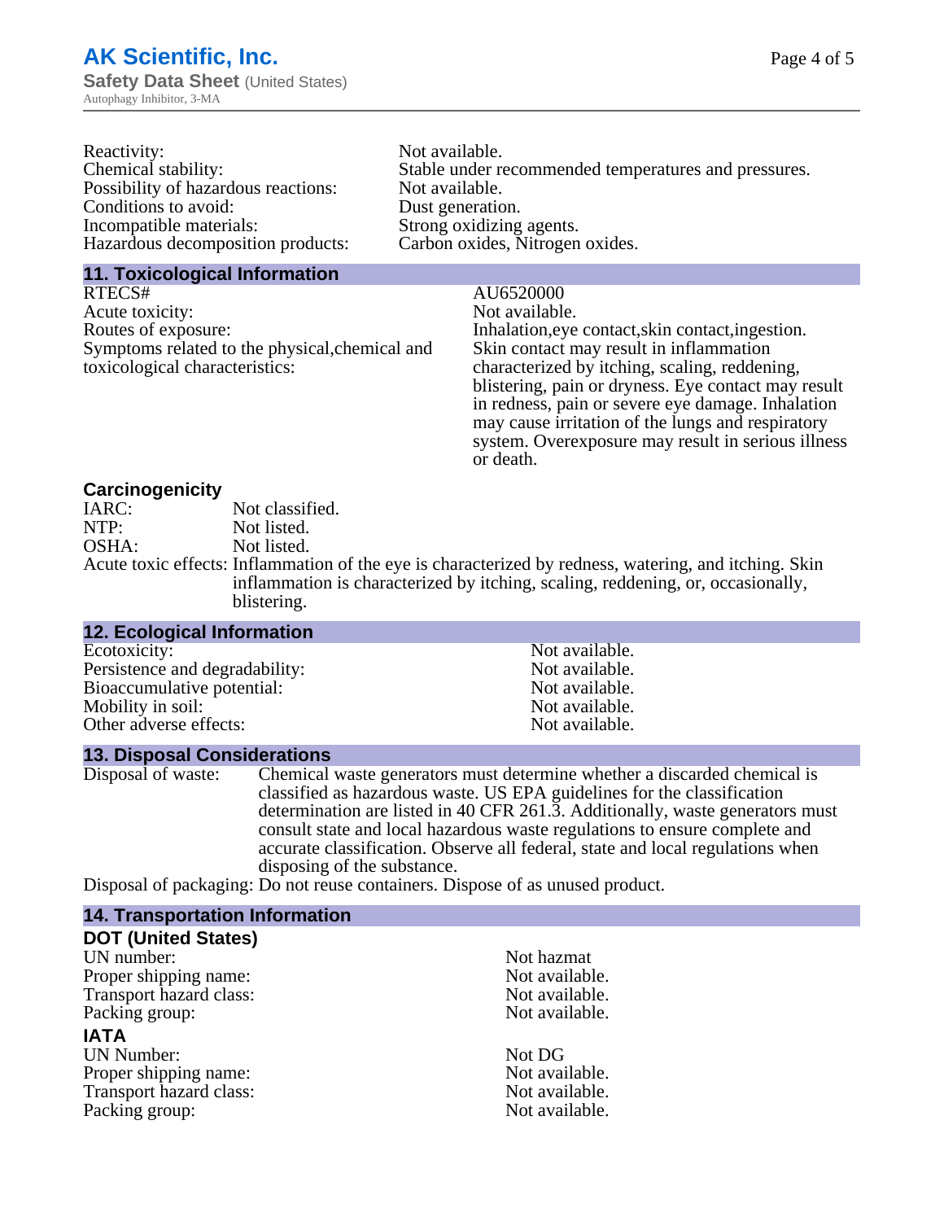| | |
|---|---|
| Reactivity: | Not available. |
| Chemical stability: | Stable under recommended temperatures and pressures. |
| Possibility of hazardous reactions: | Not available. |
| Conditions to avoid: | Dust generation. |
| Incompatible materials: | Strong oxidizing agents. |
| Hazardous decomposition products: | Carbon oxides, Nitrogen oxides. |

## 11. Toxicological Information

| | |
|---|---|
| RTECS# | AU6520000 |
| Acute toxicity: | Not available. |
| Routes of exposure: | Inhalation,eye contact,skin contact,ingestion. |
| Symptoms related to the physical,chemical and toxicological characteristics: | Skin contact may result in inflammation characterized by itching, scaling, reddening, blistering, pain or dryness. Eye contact may result in redness, pain or severe eye damage. Inhalation may cause irritation of the lungs and respiratory system. Overexposure may result in serious illness or death. |

### Carcinogenicity

| | |
|---|---|
| IARC: | Not classified. |
| NTP: | Not listed. |
| OSHA: | Not listed. |
| Acute toxic effects: | Inflammation of the eye is characterized by redness, watering, and itching. Skin inflammation is characterized by itching, scaling, reddening, or, occasionally, blistering. |

## 12. Ecological Information

| | |
|---|---|
| Ecotoxicity: | Not available. |
| Persistence and degradability: | Not available. |
| Bioaccumulative potential: | Not available. |
| Mobility in soil: | Not available. |
| Other adverse effects: | Not available. |

## 13. Disposal Considerations

| | |
|---|---|
| Disposal of waste: | Chemical waste generators must determine whether a discarded chemical is classified as hazardous waste. US EPA guidelines for the classification determination are listed in 40 CFR 261.3. Additionally, waste generators must consult state and local hazardous waste regulations to ensure complete and accurate classification. Observe all federal, state and local regulations when disposing of the substance. |
| Disposal of packaging: | Do not reuse containers. Dispose of as unused product. |

## 14. Transportation Information

### DOT (United States)

| | |
|---|---|
| UN number: | Not hazmat |
| Proper shipping name: | Not available. |
| Transport hazard class: | Not available. |
| Packing group: | Not available. |

### IATA

| | |
|---|---|
| UN Number: | Not DG |
| Proper shipping name: | Not available. |
| Transport hazard class: | Not available. |
| Packing group: | Not available. |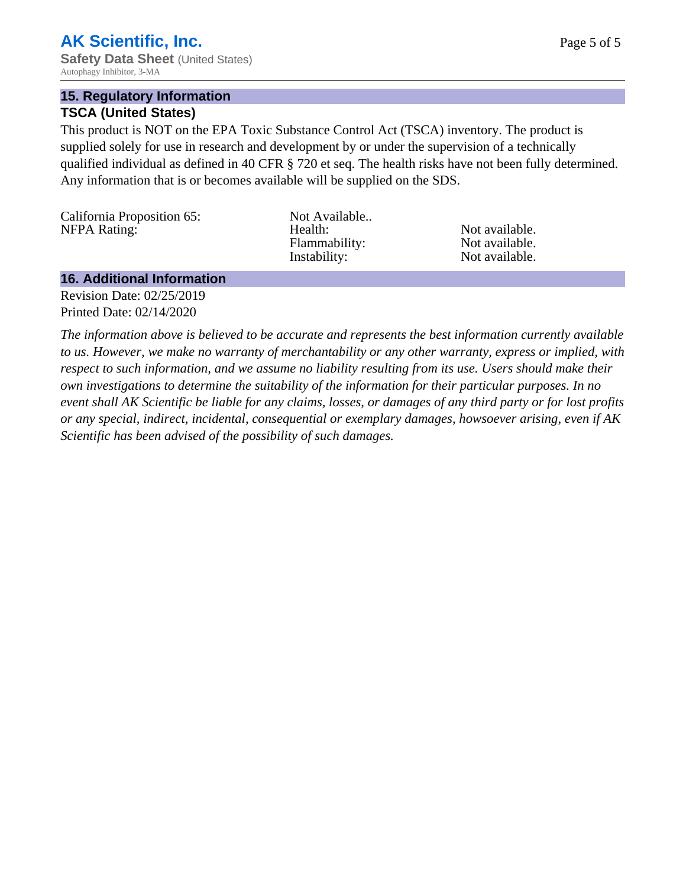## 15. Regulatory Information

### TSCA (United States)

This product is NOT on the EPA Toxic Substance Control Act (TSCA) inventory. The product is supplied solely for use in research and development by or under the supervision of a technically qualified individual as defined in 40 CFR § 720 et seq. The health risks have not been fully determined. Any information that is or becomes available will be supplied on the SDS.

| | | |
|---|---|---|
| California Proposition 65: | Not Available.. | |
| NFPA Rating: | Health: | Not available. |
| | Flammability: | Not available. |
| | Instability: | Not available. |

## 16. Additional Information

Revision Date: 02/25/2019
Printed Date: 02/14/2020

*The information above is believed to be accurate and represents the best information currently available to us. However, we make no warranty of merchantability or any other warranty, express or implied, with respect to such information, and we assume no liability resulting from its use. Users should make their own investigations to determine the suitability of the information for their particular purposes. In no event shall AK Scientific be liable for any claims, losses, or damages of any third party or for lost profits or any special, indirect, incidental, consequential or exemplary damages, howsoever arising, even if AK Scientific has been advised of the possibility of such damages.*